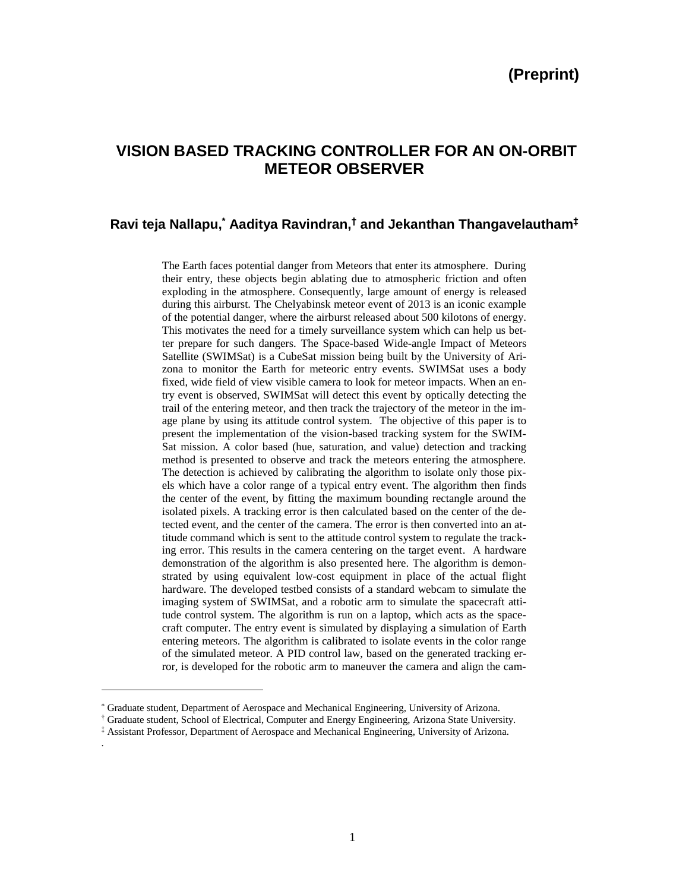**(Preprint)**

# VISION BASED TRACKING CONTROLLER FOR AN ON-ORBIT METEOR OBSERVER

## Ravi teja Nallapu,[*] Aaditya Ravindran,[†] and Jekanthan Thangavelautham[‡]

The Earth faces potential danger from Meteors that enter its atmosphere. During their entry, these objects begin ablating due to atmospheric friction and often exploding in the atmosphere. Consequently, large amount of energy is released during this airburst. The Chelyabinsk meteor event of 2013 is an iconic example of the potential danger, where the airburst released about 500 kilotons of energy. This motivates the need for a timely surveillance system which can help us better prepare for such dangers. The Space-based Wide-angle Impact of Meteors Satellite (SWIMSat) is a CubeSat mission being built by the University of Arizona to monitor the Earth for meteoric entry events. SWIMSat uses a body fixed, wide field of view visible camera to look for meteor impacts. When an entry event is observed, SWIMSat will detect this event by optically detecting the trail of the entering meteor, and then track the trajectory of the meteor in the image plane by using its attitude control system. The objective of this paper is to present the implementation of the vision-based tracking system for the SWIMSat mission. A color based (hue, saturation, and value) detection and tracking method is presented to observe and track the meteors entering the atmosphere. The detection is achieved by calibrating the algorithm to isolate only those pixels which have a color range of a typical entry event. The algorithm then finds the center of the event, by fitting the maximum bounding rectangle around the isolated pixels. A tracking error is then calculated based on the center of the detected event, and the center of the camera. The error is then converted into an attitude command which is sent to the attitude control system to regulate the tracking error. This results in the camera centering on the target event. A hardware demonstration of the algorithm is also presented here. The algorithm is demonstrated by using equivalent low-cost equipment in place of the actual flight hardware. The developed testbed consists of a standard webcam to simulate the imaging system of SWIMSat, and a robotic arm to simulate the spacecraft attitude control system. The algorithm is run on a laptop, which acts as the spacecraft computer. The entry event is simulated by displaying a simulation of Earth entering meteors. The algorithm is calibrated to isolate events in the color range of the simulated meteor. A PID control law, based on the generated tracking error, is developed for the robotic arm to maneuver the camera and align the cam-

---

[*] Graduate student, Department of Aerospace and Mechanical Engineering, University of Arizona.

[†] Graduate student, School of Electrical, Computer and Energy Engineering, Arizona State University.

[‡] Assistant Professor, Department of Aerospace and Mechanical Engineering, University of Arizona.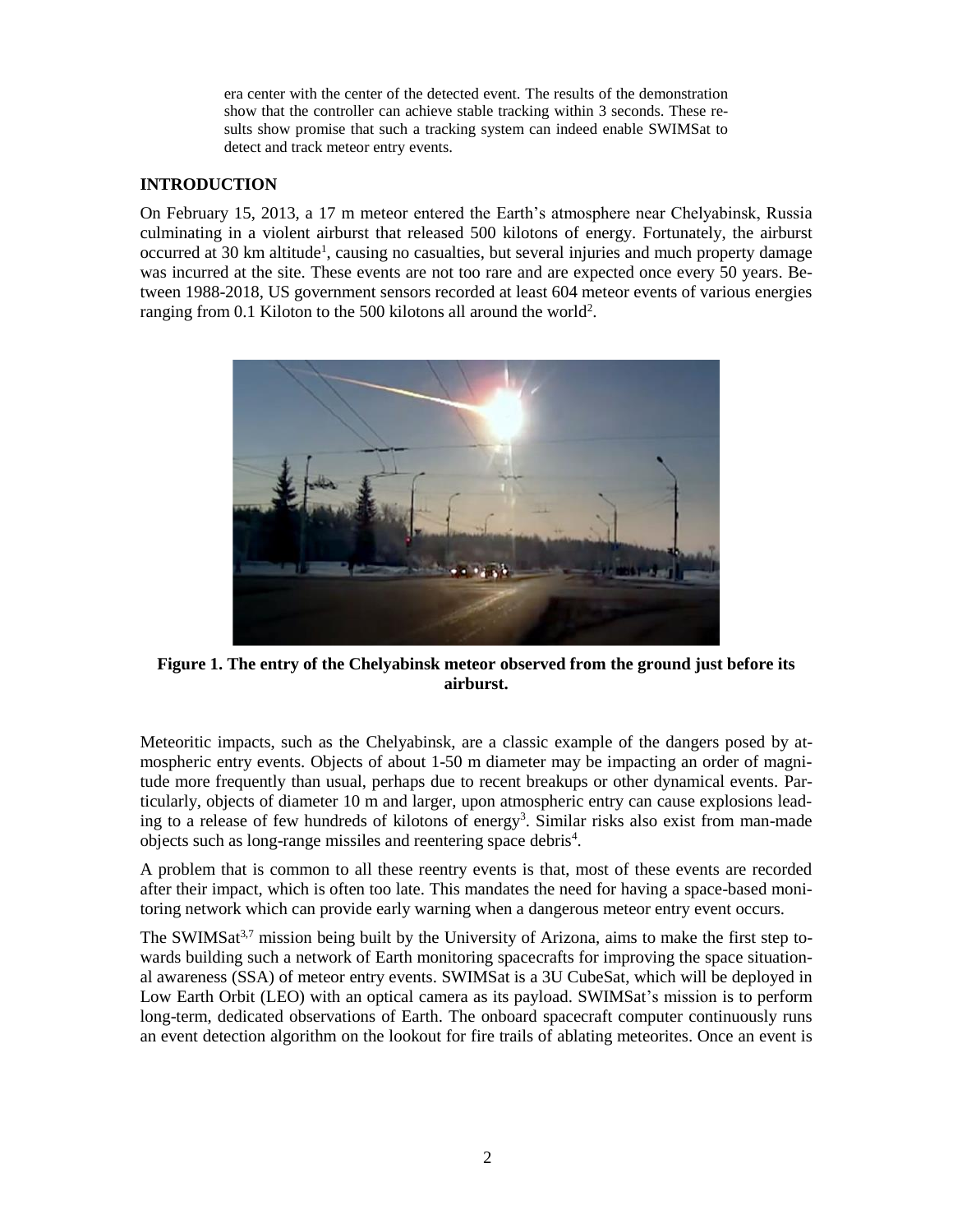era center with the center of the detected event. The results of the demonstration show that the controller can achieve stable tracking within 3 seconds. These results show promise that such a tracking system can indeed enable SWIMSat to detect and track meteor entry events.

## INTRODUCTION

On February 15, 2013, a 17 m meteor entered the Earth's atmosphere near Chelyabinsk, Russia culminating in a violent airburst that released 500 kilotons of energy. Fortunately, the airburst occurred at 30 km altitude[1], causing no casualties, but several injuries and much property damage was incurred at the site. These events are not too rare and are expected once every 50 years. Between 1988-2018, US government sensors recorded at least 604 meteor events of various energies ranging from 0.1 Kiloton to the 500 kilotons all around the world[2].

**Figure 1. The entry of the Chelyabinsk meteor observed from the ground just before its airburst.**

Meteoritic impacts, such as the Chelyabinsk, are a classic example of the dangers posed by atmospheric entry events. Objects of about 1-50 m diameter may be impacting an order of magnitude more frequently than usual, perhaps due to recent breakups or other dynamical events. Particularly, objects of diameter 10 m and larger, upon atmospheric entry can cause explosions leading to a release of few hundreds of kilotons of energy[3]. Similar risks also exist from man-made objects such as long-range missiles and reentering space debris[4].

A problem that is common to all these reentry events is that, most of these events are recorded after their impact, which is often too late. This mandates the need for having a space-based monitoring network which can provide early warning when a dangerous meteor entry event occurs.

The SWIMSat[3,7] mission being built by the University of Arizona, aims to make the first step towards building such a network of Earth monitoring spacecrafts for improving the space situational awareness (SSA) of meteor entry events. SWIMSat is a 3U CubeSat, which will be deployed in Low Earth Orbit (LEO) with an optical camera as its payload. SWIMSat's mission is to perform long-term, dedicated observations of Earth. The onboard spacecraft computer continuously runs an event detection algorithm on the lookout for fire trails of ablating meteorites. Once an event is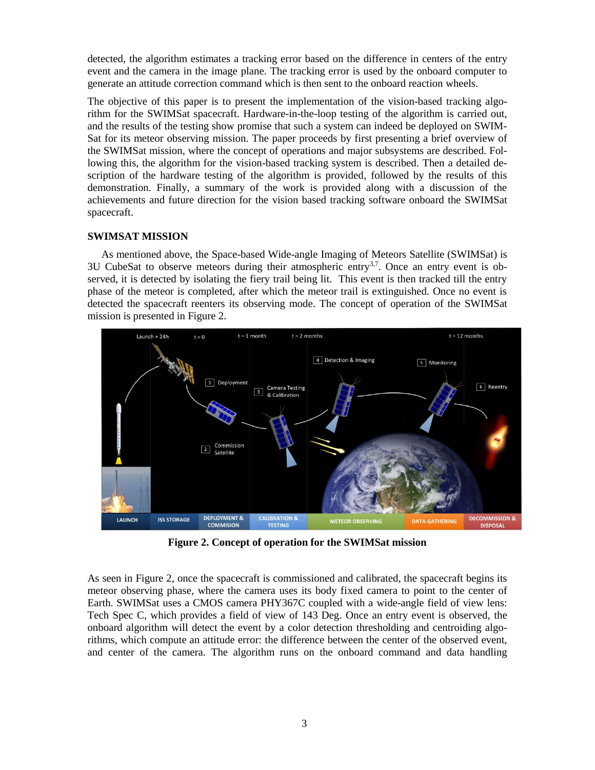detected, the algorithm estimates a tracking error based on the difference in centers of the entry event and the camera in the image plane. The tracking error is used by the onboard computer to generate an attitude correction command which is then sent to the onboard reaction wheels.

The objective of this paper is to present the implementation of the vision-based tracking algorithm for the SWIMSat spacecraft. Hardware-in-the-loop testing of the algorithm is carried out, and the results of the testing show promise that such a system can indeed be deployed on SWIMSat for its meteor observing mission. The paper proceeds by first presenting a brief overview of the SWIMSat mission, where the concept of operations and major subsystems are described. Following this, the algorithm for the vision-based tracking system is described. Then a detailed description of the hardware testing of the algorithm is provided, followed by the results of this demonstration. Finally, a summary of the work is provided along with a discussion of the achievements and future direction for the vision based tracking software onboard the SWIMSat spacecraft.

## SWIMSAT MISSION

As mentioned above, the Space-based Wide-angle Imaging of Meteors Satellite (SWIMSat) is 3U CubeSat to observe meteors during their atmospheric entry[3,7]. Once an entry event is observed, it is detected by isolating the fiery trail being lit. This event is then tracked till the entry phase of the meteor is completed, after which the meteor trail is extinguished. Once no event is detected the spacecraft reenters its observing mode. The concept of operation of the SWIMSat mission is presented in Figure 2.

**Figure 2. Concept of operation for the SWIMSat mission**

As seen in Figure 2, once the spacecraft is commissioned and calibrated, the spacecraft begins its meteor observing phase, where the camera uses its body fixed camera to point to the center of Earth. SWIMSat uses a CMOS camera PHY367C coupled with a wide-angle field of view lens: Tech Spec C, which provides a field of view of 143 Deg. Once an entry event is observed, the onboard algorithm will detect the event by a color detection thresholding and centroiding algorithms, which compute an attitude error: the difference between the center of the observed event, and center of the camera. The algorithm runs on the onboard command and data handling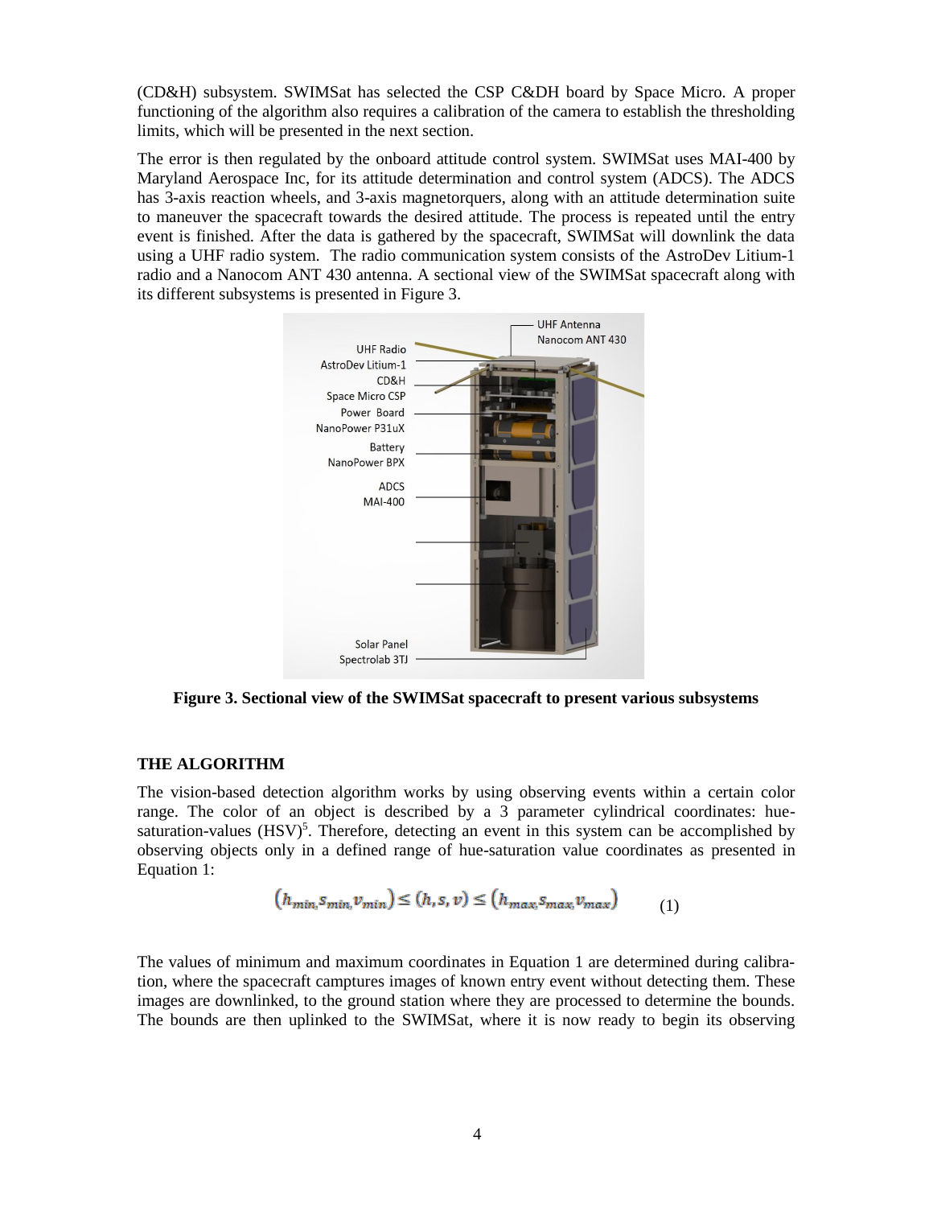(CD&H) subsystem. SWIMSat has selected the CSP C&DH board by Space Micro. A proper functioning of the algorithm also requires a calibration of the camera to establish the thresholding limits, which will be presented in the next section.

The error is then regulated by the onboard attitude control system. SWIMSat uses MAI-400 by Maryland Aerospace Inc, for its attitude determination and control system (ADCS). The ADCS has 3-axis reaction wheels, and 3-axis magnetorquers, along with an attitude determination suite to maneuver the spacecraft towards the desired attitude. The process is repeated until the entry event is finished. After the data is gathered by the spacecraft, SWIMSat will downlink the data using a UHF radio system. The radio communication system consists of the AstroDev Litium-1 radio and a Nanocom ANT 430 antenna. A sectional view of the SWIMSat spacecraft along with its different subsystems is presented in Figure 3.

**Figure 3. Sectional view of the SWIMSat spacecraft to present various subsystems**

### THE ALGORITHM

The vision-based detection algorithm works by using observing events within a certain color range. The color of an object is described by a 3 parameter cylindrical coordinates: hue-saturation-values (HSV)[5]. Therefore, detecting an event in this system can be accomplished by observing objects only in a defined range of hue-saturation value coordinates as presented in Equation 1:

$$\left(h_{min}, s_{min}, v_{min}\right) \leq (h, s, v) \leq \left(h_{max}, s_{max}, v_{max}\right) \qquad (1)$$

The values of minimum and maximum coordinates in Equation 1 are determined during calibration, where the spacecraft camptures images of known entry event without detecting them. These images are downlinked, to the ground station where they are processed to determine the bounds. The bounds are then uplinked to the SWIMSat, where it is now ready to begin its observing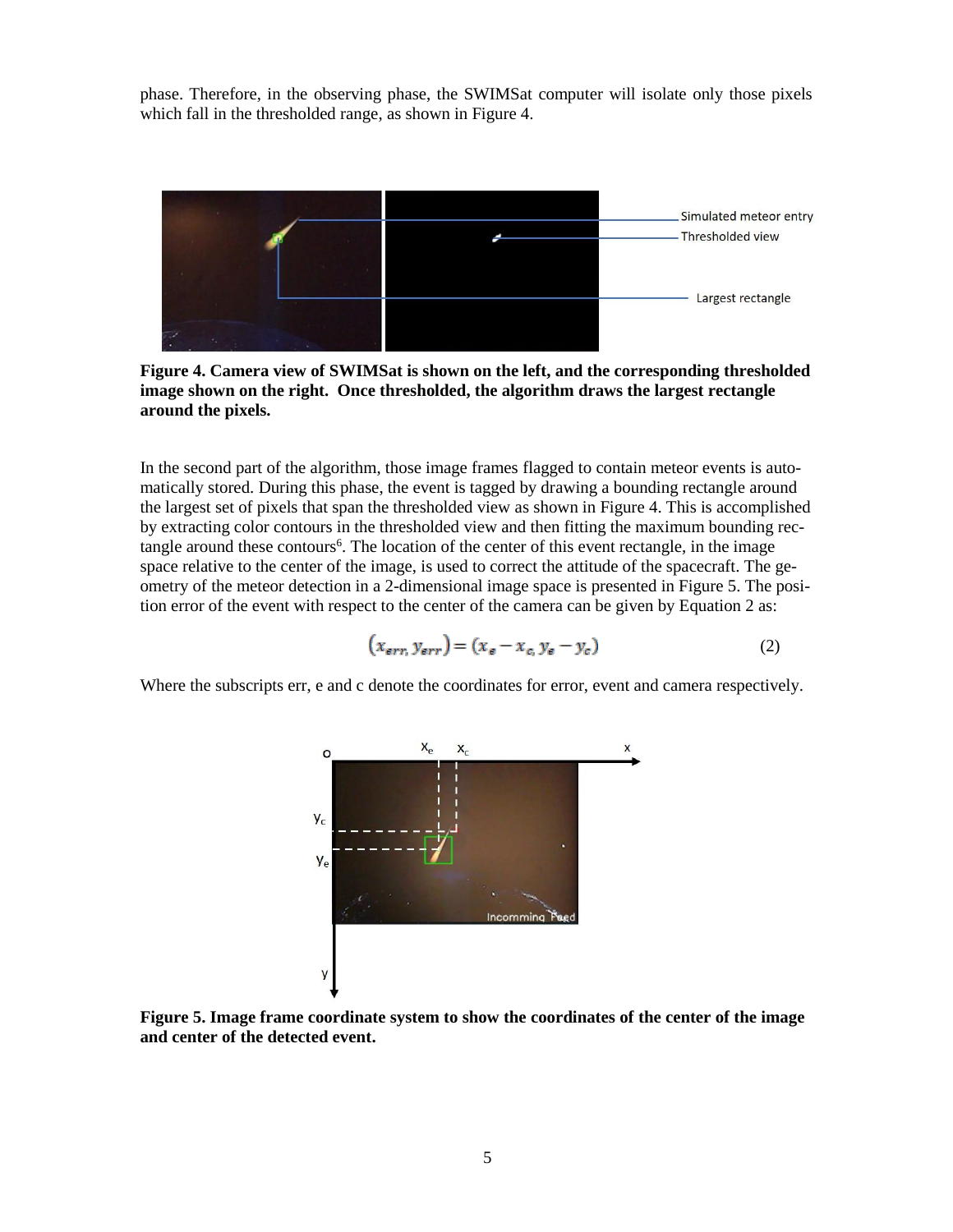phase. Therefore, in the observing phase, the SWIMSat computer will isolate only those pixels which fall in the thresholded range, as shown in Figure 4.

**Figure 4. Camera view of SWIMSat is shown on the left, and the corresponding thresholded image shown on the right. Once thresholded, the algorithm draws the largest rectangle around the pixels.**

In the second part of the algorithm, those image frames flagged to contain meteor events is automatically stored. During this phase, the event is tagged by drawing a bounding rectangle around the largest set of pixels that span the thresholded view as shown in Figure 4. This is accomplished by extracting color contours in the thresholded view and then fitting the maximum bounding rectangle around these contours[6]. The location of the center of this event rectangle, in the image space relative to the center of the image, is used to correct the attitude of the spacecraft. The geometry of the meteor detection in a 2-dimensional image space is presented in Figure 5. The position error of the event with respect to the center of the camera can be given by Equation 2 as:

$$(x_{err}, y_{err}) = (x_e - x_c, y_e - y_c) \tag{2}$$

Where the subscripts err, e and c denote the coordinates for error, event and camera respectively.

**Figure 5. Image frame coordinate system to show the coordinates of the center of the image and center of the detected event.**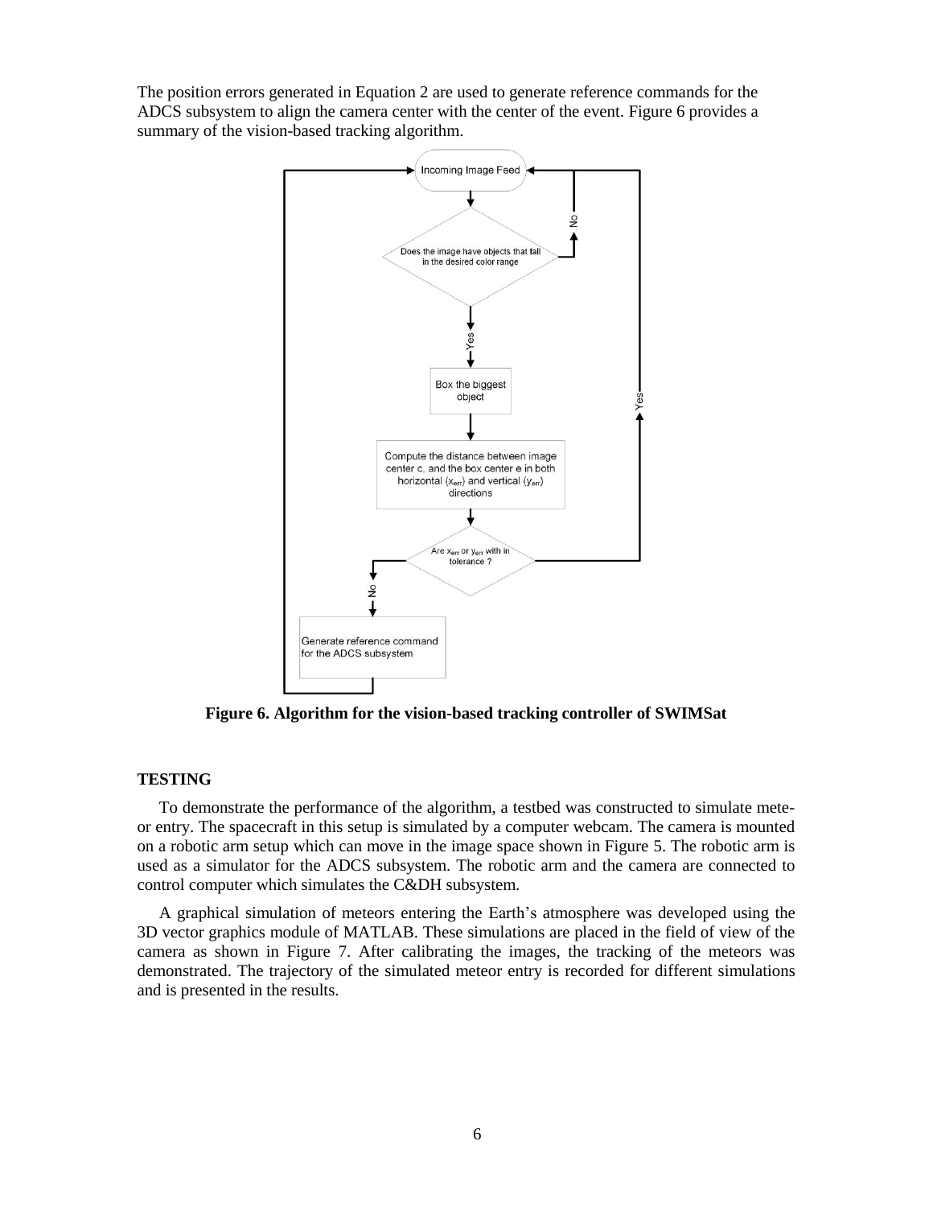The position errors generated in Equation 2 are used to generate reference commands for the ADCS subsystem to align the camera center with the center of the event. Figure 6 provides a summary of the vision-based tracking algorithm.

**Figure 6. Algorithm for the vision-based tracking controller of SWIMSat**

### TESTING

To demonstrate the performance of the algorithm, a testbed was constructed to simulate meteor entry. The spacecraft in this setup is simulated by a computer webcam. The camera is mounted on a robotic arm setup which can move in the image space shown in Figure 5. The robotic arm is used as a simulator for the ADCS subsystem. The robotic arm and the camera are connected to control computer which simulates the C&DH subsystem.

A graphical simulation of meteors entering the Earth's atmosphere was developed using the 3D vector graphics module of MATLAB. These simulations are placed in the field of view of the camera as shown in Figure 7. After calibrating the images, the tracking of the meteors was demonstrated. The trajectory of the simulated meteor entry is recorded for different simulations and is presented in the results.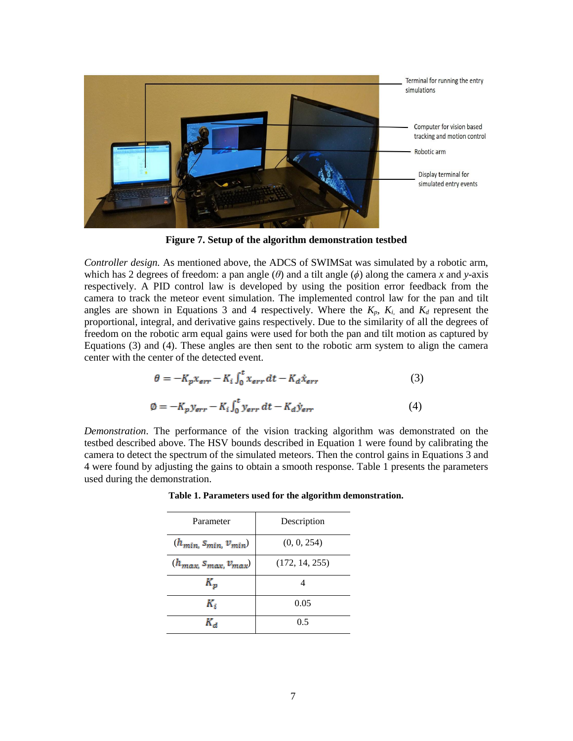Terminal for running the entry simulations

Computer for vision based tracking and motion control

Robotic arm

Display terminal for simulated entry events

**Figure 7. Setup of the algorithm demonstration testbed**

*Controller design.* As mentioned above, the ADCS of SWIMSat was simulated by a robotic arm, which has 2 degrees of freedom: a pan angle ($\theta$) and a tilt angle ($\phi$) along the camera $x$ and $y$-axis respectively. A PID control law is developed by using the position error feedback from the camera to track the meteor event simulation. The implemented control law for the pan and tilt angles are shown in Equations 3 and 4 respectively. Where the $K_p$, $K_i$, and $K_d$ represent the proportional, integral, and derivative gains respectively. Due to the similarity of all the degrees of freedom on the robotic arm equal gains were used for both the pan and tilt motion as captured by Equations (3) and (4). These angles are then sent to the robotic arm system to align the camera center with the center of the detected event.

$$\theta = -K_p x_{err} - K_i \int_0^t x_{err}\,dt - K_d \dot{x}_{err} \tag{3}$$

$$\emptyset = -K_p y_{err} - K_i \int_0^t y_{err}\,dt - K_d \dot{y}_{err} \tag{4}$$

*Demonstration*. The performance of the vision tracking algorithm was demonstrated on the testbed described above. The HSV bounds described in Equation 1 were found by calibrating the camera to detect the spectrum of the simulated meteors. Then the control gains in Equations 3 and 4 were found by adjusting the gains to obtain a smooth response. Table 1 presents the parameters used during the demonstration.

**Table 1. Parameters used for the algorithm demonstration.**

| Parameter | Description |
| --- | --- |
| $(h_{min}, s_{min}, v_{min})$ | (0, 0, 254) |
| $(h_{max}, s_{max}, v_{max})$ | (172, 14, 255) |
| $K_p$ | 4 |
| $K_i$ | 0.05 |
| $K_d$ | 0.5 |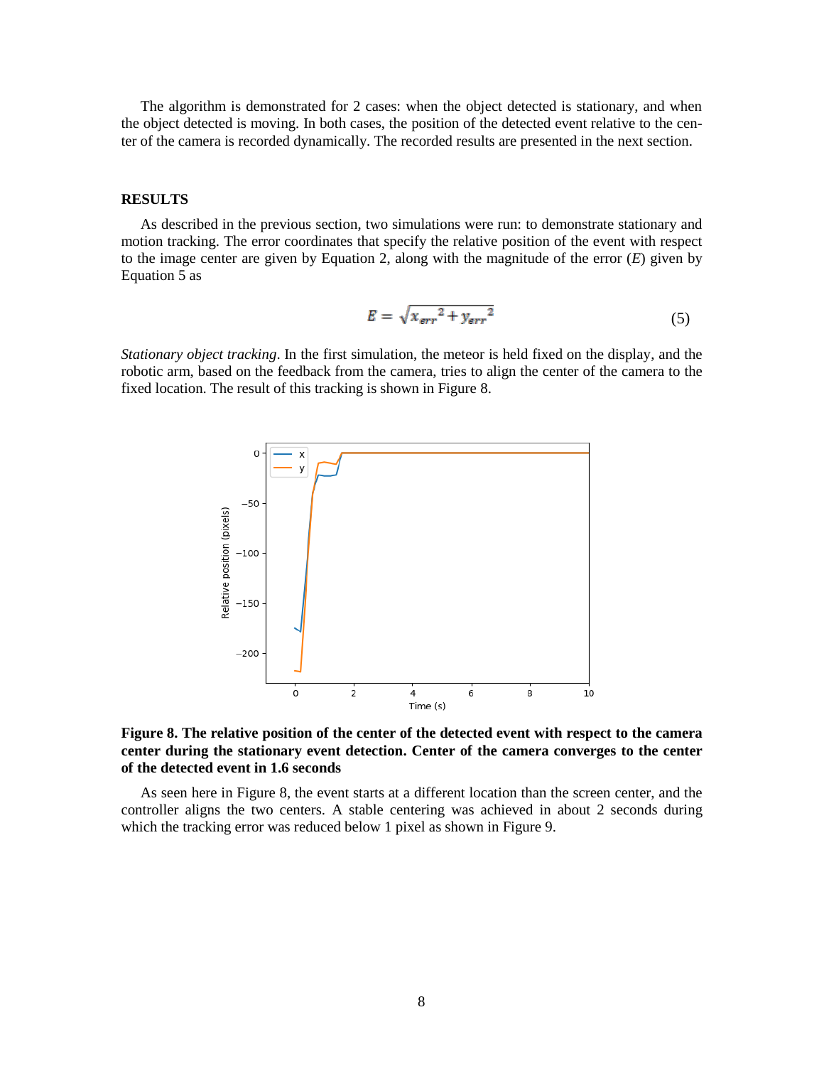The algorithm is demonstrated for 2 cases: when the object detected is stationary, and when the object detected is moving. In both cases, the position of the detected event relative to the center of the camera is recorded dynamically. The recorded results are presented in the next section.

## RESULTS

As described in the previous section, two simulations were run: to demonstrate stationary and motion tracking. The error coordinates that specify the relative position of the event with respect to the image center are given by Equation 2, along with the magnitude of the error (*E*) given by Equation 5 as

$$E = \sqrt{{x_{err}}^2 + {y_{err}}^2} \tag{5}$$

*Stationary object tracking*. In the first simulation, the meteor is held fixed on the display, and the robotic arm, based on the feedback from the camera, tries to align the center of the camera to the fixed location. The result of this tracking is shown in Figure 8.

**Figure 8. The relative position of the center of the detected event with respect to the camera center during the stationary event detection. Center of the camera converges to the center of the detected event in 1.6 seconds**

As seen here in Figure 8, the event starts at a different location than the screen center, and the controller aligns the two centers. A stable centering was achieved in about 2 seconds during which the tracking error was reduced below 1 pixel as shown in Figure 9.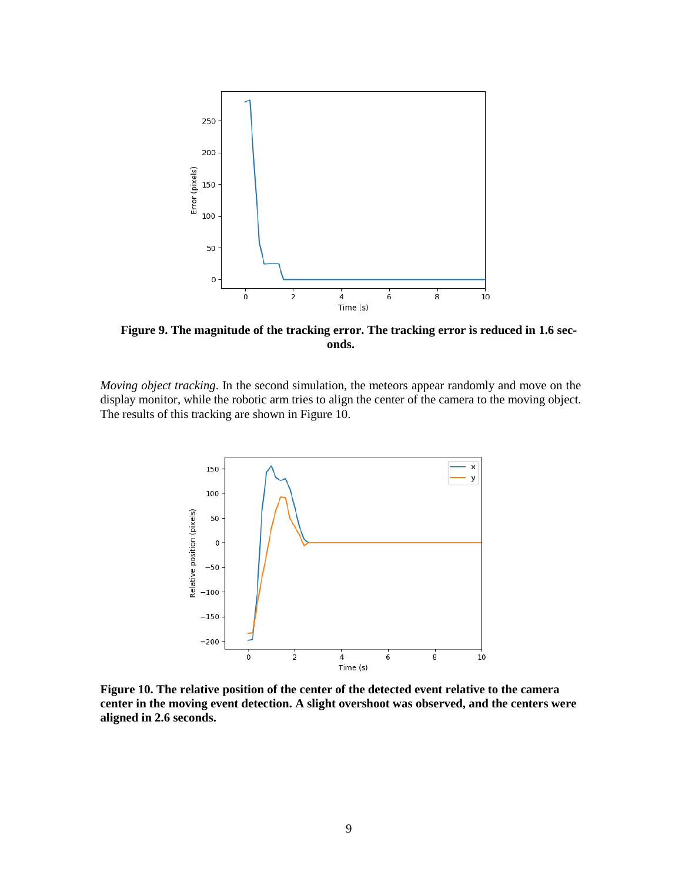**Figure 9. The magnitude of the tracking error. The tracking error is reduced in 1.6 seconds.**

*Moving object tracking*. In the second simulation, the meteors appear randomly and move on the display monitor, while the robotic arm tries to align the center of the camera to the moving object. The results of this tracking are shown in Figure 10.

**Figure 10. The relative position of the center of the detected event relative to the camera center in the moving event detection. A slight overshoot was observed, and the centers were aligned in 2.6 seconds.**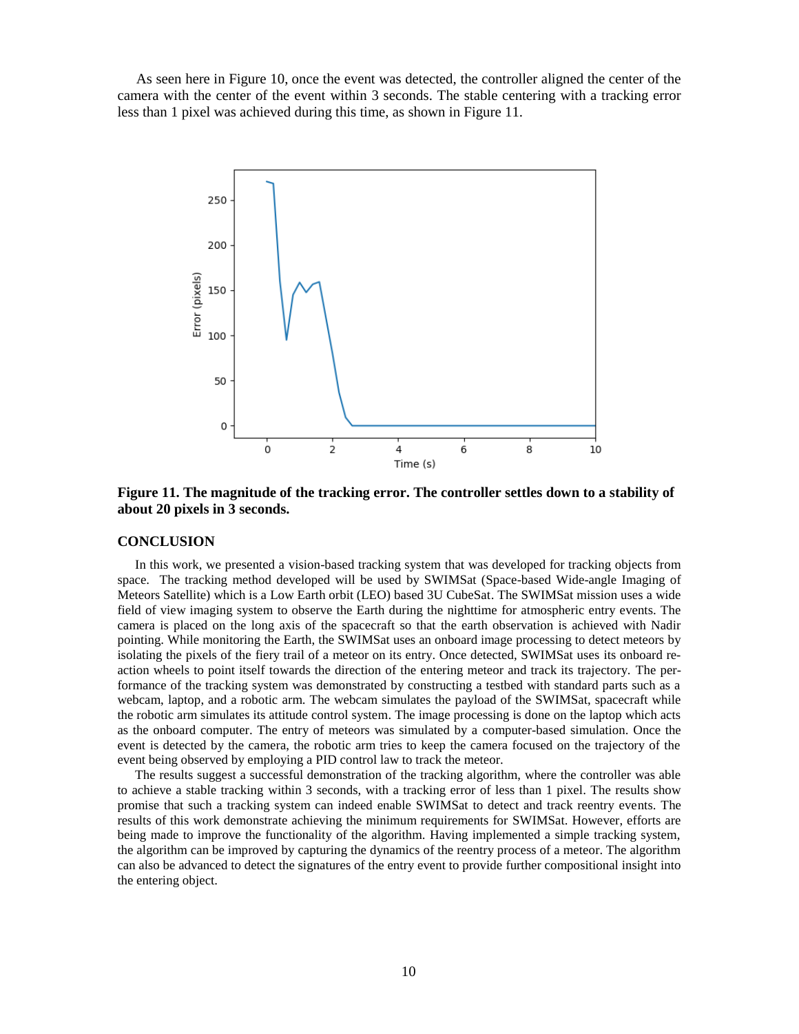As seen here in Figure 10, once the event was detected, the controller aligned the center of the camera with the center of the event within 3 seconds. The stable centering with a tracking error less than 1 pixel was achieved during this time, as shown in Figure 11.

**Figure 11. The magnitude of the tracking error. The controller settles down to a stability of about 20 pixels in 3 seconds.**

## CONCLUSION

In this work, we presented a vision-based tracking system that was developed for tracking objects from space. The tracking method developed will be used by SWIMSat (Space-based Wide-angle Imaging of Meteors Satellite) which is a Low Earth orbit (LEO) based 3U CubeSat. The SWIMSat mission uses a wide field of view imaging system to observe the Earth during the nighttime for atmospheric entry events. The camera is placed on the long axis of the spacecraft so that the earth observation is achieved with Nadir pointing. While monitoring the Earth, the SWIMSat uses an onboard image processing to detect meteors by isolating the pixels of the fiery trail of a meteor on its entry. Once detected, SWIMSat uses its onboard reaction wheels to point itself towards the direction of the entering meteor and track its trajectory. The performance of the tracking system was demonstrated by constructing a testbed with standard parts such as a webcam, laptop, and a robotic arm. The webcam simulates the payload of the SWIMSat, spacecraft while the robotic arm simulates its attitude control system. The image processing is done on the laptop which acts as the onboard computer. The entry of meteors was simulated by a computer-based simulation. Once the event is detected by the camera, the robotic arm tries to keep the camera focused on the trajectory of the event being observed by employing a PID control law to track the meteor.

The results suggest a successful demonstration of the tracking algorithm, where the controller was able to achieve a stable tracking within 3 seconds, with a tracking error of less than 1 pixel. The results show promise that such a tracking system can indeed enable SWIMSat to detect and track reentry events. The results of this work demonstrate achieving the minimum requirements for SWIMSat. However, efforts are being made to improve the functionality of the algorithm. Having implemented a simple tracking system, the algorithm can be improved by capturing the dynamics of the reentry process of a meteor. The algorithm can also be advanced to detect the signatures of the entry event to provide further compositional insight into the entering object.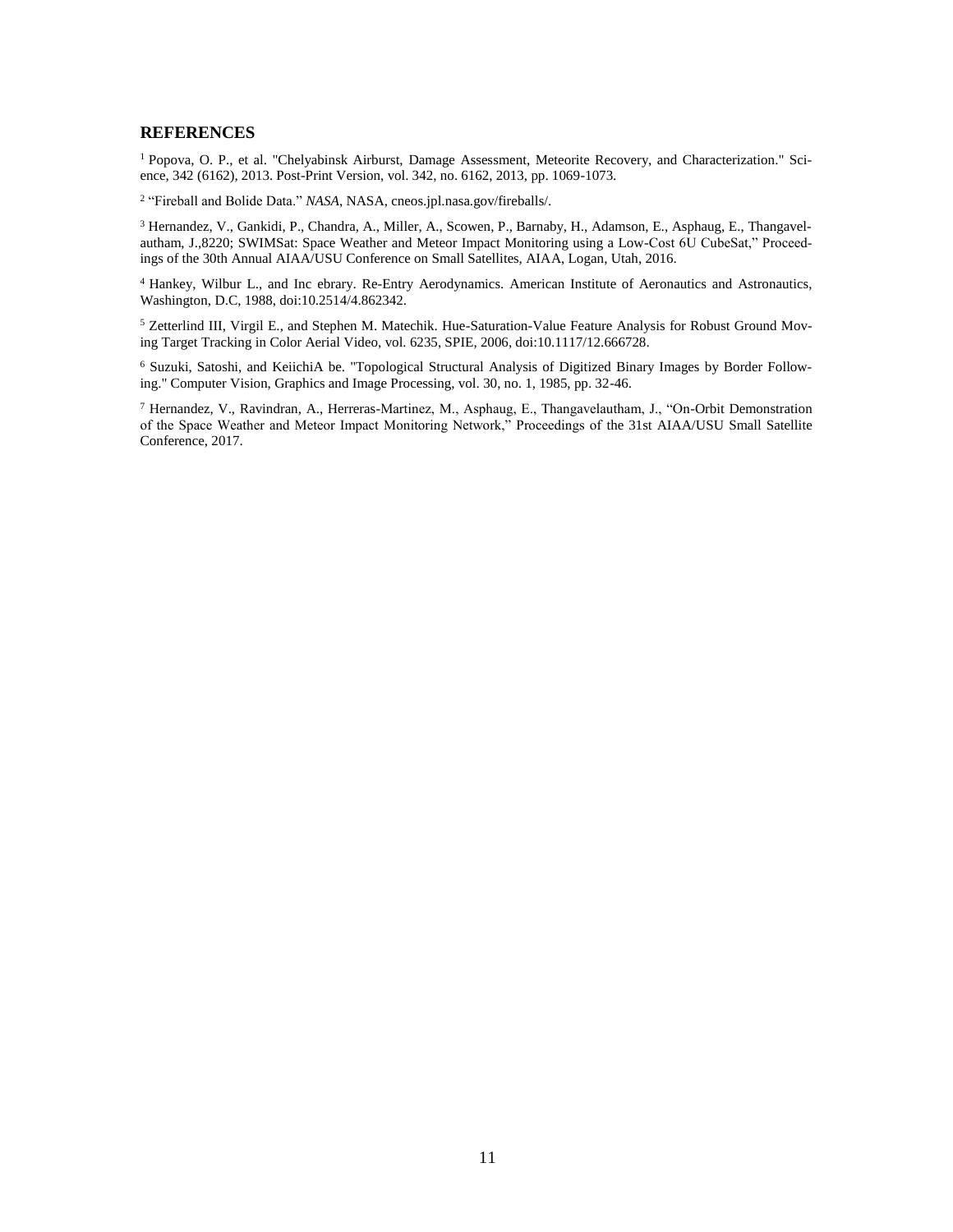## REFERENCES

[1] Popova, O. P., et al. "Chelyabinsk Airburst, Damage Assessment, Meteorite Recovery, and Characterization." Science, 342 (6162), 2013. Post-Print Version, vol. 342, no. 6162, 2013, pp. 1069-1073.

[2] "Fireball and Bolide Data." *NASA*, NASA, cneos.jpl.nasa.gov/fireballs/.

[3] Hernandez, V., Gankidi, P., Chandra, A., Miller, A., Scowen, P., Barnaby, H., Adamson, E., Asphaug, E., Thangavelautham, J.,8220; SWIMSat: Space Weather and Meteor Impact Monitoring using a Low-Cost 6U CubeSat," Proceedings of the 30th Annual AIAA/USU Conference on Small Satellites, AIAA, Logan, Utah, 2016.

[4] Hankey, Wilbur L., and Inc ebrary. Re-Entry Aerodynamics. American Institute of Aeronautics and Astronautics, Washington, D.C, 1988, doi:10.2514/4.862342.

[5] Zetterlind III, Virgil E., and Stephen M. Matechik. Hue-Saturation-Value Feature Analysis for Robust Ground Moving Target Tracking in Color Aerial Video, vol. 6235, SPIE, 2006, doi:10.1117/12.666728.

[6] Suzuki, Satoshi, and KeiichiA be. "Topological Structural Analysis of Digitized Binary Images by Border Following." Computer Vision, Graphics and Image Processing, vol. 30, no. 1, 1985, pp. 32-46.

[7] Hernandez, V., Ravindran, A., Herreras-Martinez, M., Asphaug, E., Thangavelautham, J., "On-Orbit Demonstration of the Space Weather and Meteor Impact Monitoring Network," Proceedings of the 31st AIAA/USU Small Satellite Conference, 2017.